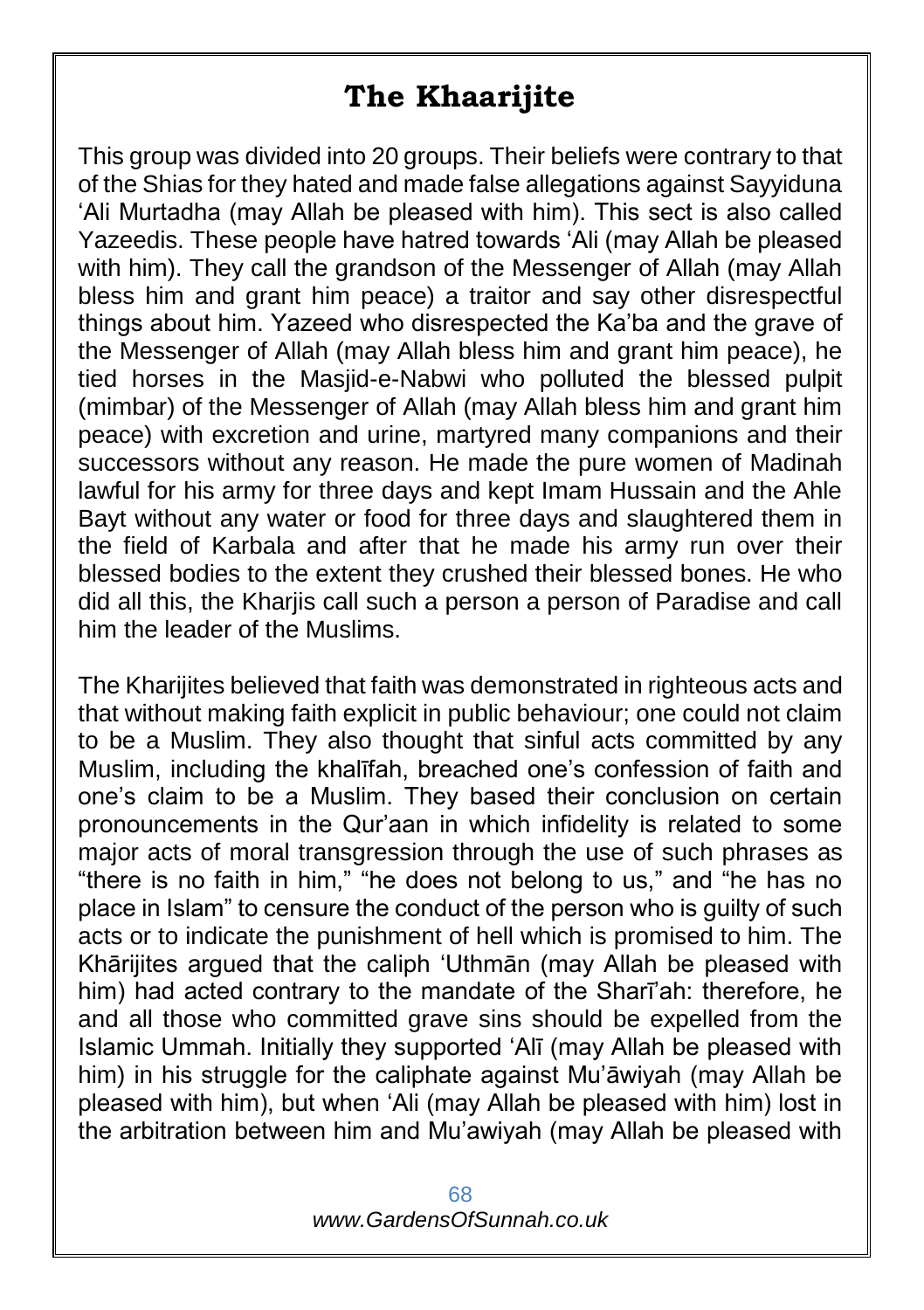# The Khaarijite

This group was divided into 20 groups. Their beliefs were contrary to that of the Shias for they hated and made false allegations against Sayyiduna 'Ali Murtadha (may Allah be pleased with him). This sect is also called Yazeedis. These people have hatred towards 'Ali (may Allah be pleased with him). They call the grandson of the Messenger of Allah (may Allah bless him and grant him peace) a traitor and say other disrespectful things about him. Yazeed who disrespected the Ka'ba and the grave of the Messenger of Allah (may Allah bless him and grant him peace), he tied horses in the Masjid-e-Nabwi who polluted the blessed pulpit (mimbar) of the Messenger of Allah (may Allah bless him and grant him peace) with excretion and urine, martyred many companions and their successors without any reason. He made the pure women of Madinah lawful for his army for three days and kept Imam Hussain and the Ahle Bayt without any water or food for three days and slaughtered them in the field of Karbala and after that he made his army run over their blessed bodies to the extent they crushed their blessed bones. He who did all this, the Kharjis call such a person a person of Paradise and call him the leader of the Muslims.

The Kharijites believed that faith was demonstrated in righteous acts and that without making faith explicit in public behaviour; one could not claim to be a Muslim. They also thought that sinful acts committed by any Muslim, including the khalīfah, breached one's confession of faith and one's claim to be a Muslim. They based their conclusion on certain pronouncements in the Qur'aan in which infidelity is related to some major acts of moral transgression through the use of such phrases as "there is no faith in him," "he does not belong to us," and "he has no place in Islam" to censure the conduct of the person who is guilty of such acts or to indicate the punishment of hell which is promised to him. The Khārijites argued that the caliph 'Uthmān (may Allah be pleased with him) had acted contrary to the mandate of the Sharī'ah: therefore, he and all those who committed grave sins should be expelled from the Islamic Ummah. Initially they supported 'Alī (may Allah be pleased with him) in his struggle for the caliphate against Mu'āwiyah (may Allah be pleased with him), but when 'Ali (may Allah be pleased with him) lost in the arbitration between him and Mu'awiyah (may Allah be pleased with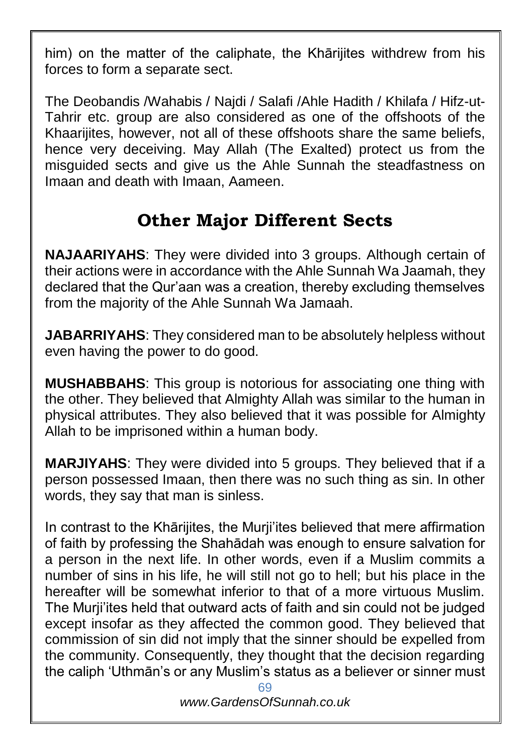him) on the matter of the caliphate, the Khārijites withdrew from his forces to form a separate sect.

The Deobandis /Wahabis / Najdi / Salafi /Ahle Hadith / Khilafa / Hifz-ut-Tahrir etc. group are also considered as one of the offshoots of the Khaarijites, however, not all of these offshoots share the same beliefs, hence very deceiving. May Allah (The Exalted) protect us from the misguided sects and give us the Ahle Sunnah the steadfastness on Imaan and death with Imaan, Aameen.

## Other Major Different Sects

**NAJAARIYAHS**: They were divided into 3 groups. Although certain of their actions were in accordance with the Ahle Sunnah Wa Jaamah, they declared that the Qur'aan was a creation, thereby excluding themselves from the majority of the Ahle Sunnah Wa Jamaah.

**JABARRIYAHS**: They considered man to be absolutely helpless without even having the power to do good.

**MUSHABBAHS**: This group is notorious for associating one thing with the other. They believed that Almighty Allah was similar to the human in physical attributes. They also believed that it was possible for Almighty Allah to be imprisoned within a human body.

**MARJIYAHS**: They were divided into 5 groups. They believed that if a person possessed Imaan, then there was no such thing as sin. In other words, they say that man is sinless.

In contrast to the Khārijites, the Murji'ites believed that mere affirmation of faith by professing the Shahādah was enough to ensure salvation for a person in the next life. In other words, even if a Muslim commits a number of sins in his life, he will still not go to hell; but his place in the hereafter will be somewhat inferior to that of a more virtuous Muslim. The Murji'ites held that outward acts of faith and sin could not be judged except insofar as they affected the common good. They believed that commission of sin did not imply that the sinner should be expelled from the community. Consequently, they thought that the decision regarding the caliph 'Uthmān's or any Muslim's status as a believer or sinner must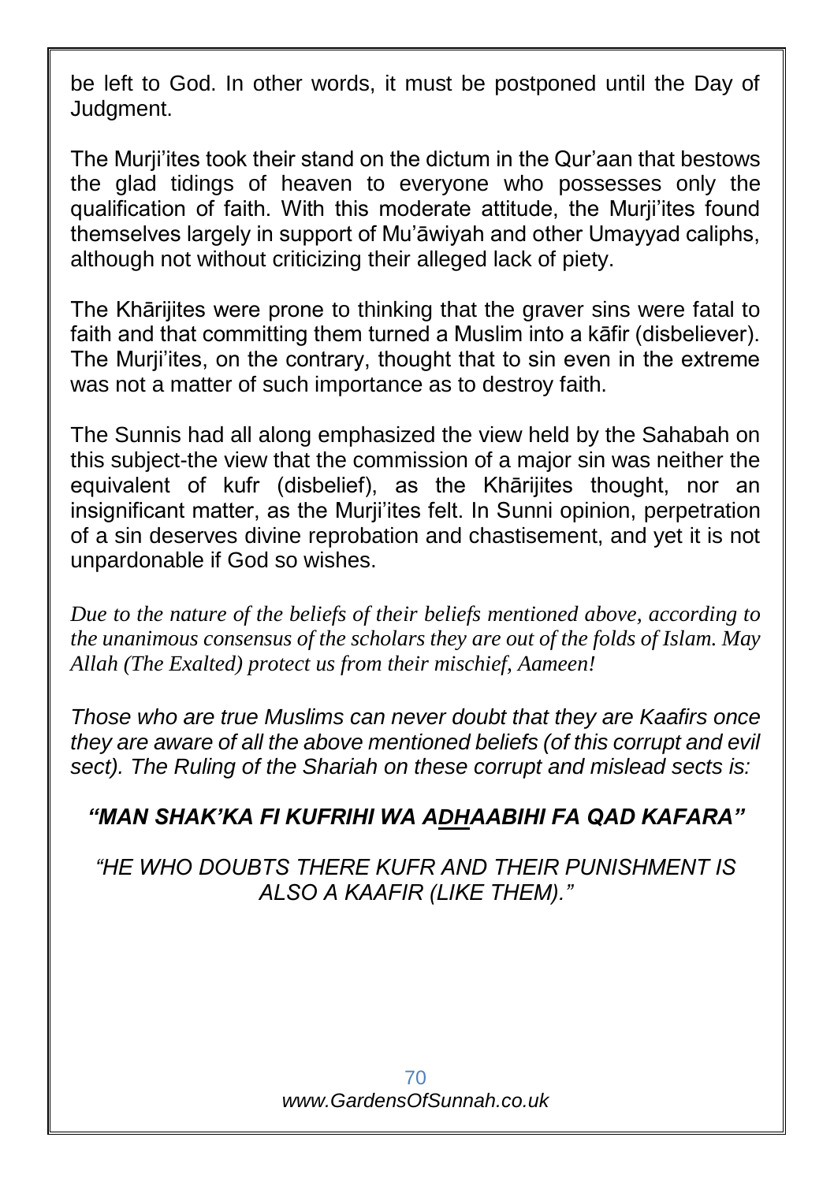be left to God. In other words, it must be postponed until the Day of Judgment.

The Murji'ites took their stand on the dictum in the Qur'aan that bestows the glad tidings of heaven to everyone who possesses only the qualification of faith. With this moderate attitude, the Murji'ites found themselves largely in support of Mu'āwiyah and other Umayyad caliphs, although not without criticizing their alleged lack of piety.

The Khārijites were prone to thinking that the graver sins were fatal to faith and that committing them turned a Muslim into a kāfir (disbeliever). The Murji'ites, on the contrary, thought that to sin even in the extreme was not a matter of such importance as to destroy faith.

The Sunnis had all along emphasized the view held by the Sahabah on this subject-the view that the commission of a major sin was neither the equivalent of kufr (disbelief), as the Khārijites thought, nor an insignificant matter, as the Murji'ites felt. In Sunni opinion, perpetration of a sin deserves divine reprobation and chastisement, and yet it is not unpardonable if God so wishes.

*Due to the nature of the beliefs of their beliefs mentioned above, according to the unanimous consensus of the scholars they are out of the folds of Islam. May Allah (The Exalted) protect us from their mischief, Aameen!*

*Those who are true Muslims can never doubt that they are Kaafirs once they are aware of all the above mentioned beliefs (of this corrupt and evil sect). The Ruling of the Shariah on these corrupt and mislead sects is:*

***"MAN SHAK'KA FI KUFRIHI WA ADHAABIHI FA QAD KAFARA"***

*"HE WHO DOUBTS THERE KUFR AND THEIR PUNISHMENT IS ALSO A KAAFIR (LIKE THEM)."*